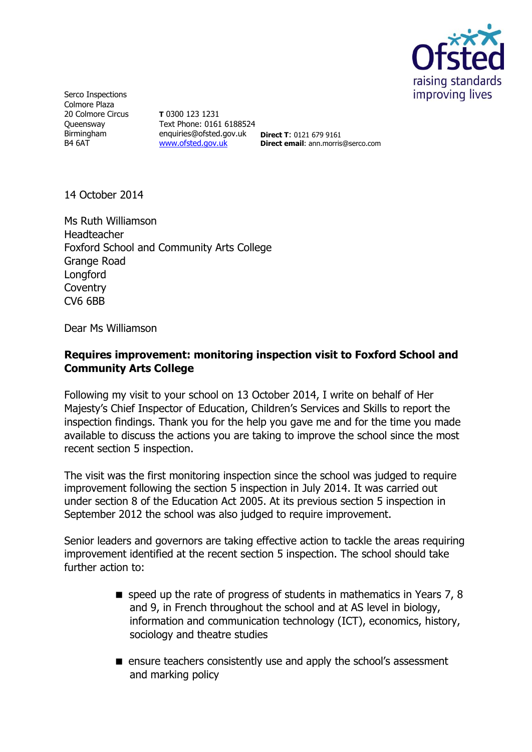Serco Inspections
Colmore Plaza
20 Colmore Circus
Queensway
Birmingham
B4 6AT

**T** 0300 123 1231
Text Phone: 0161 6188524
enquiries@ofsted.gov.uk
www.ofsted.gov.uk

**Direct T**: 0121 679 9161
**Direct email**: ann.morris@serco.com

14 October 2014

Ms Ruth Williamson
Headteacher
Foxford School and Community Arts College
Grange Road
Longford
Coventry
CV6 6BB

Dear Ms Williamson

**Requires improvement: monitoring inspection visit to Foxford School and Community Arts College**

Following my visit to your school on 13 October 2014, I write on behalf of Her Majesty's Chief Inspector of Education, Children's Services and Skills to report the inspection findings. Thank you for the help you gave me and for the time you made available to discuss the actions you are taking to improve the school since the most recent section 5 inspection.

The visit was the first monitoring inspection since the school was judged to require improvement following the section 5 inspection in July 2014. It was carried out under section 8 of the Education Act 2005. At its previous section 5 inspection in September 2012 the school was also judged to require improvement.

Senior leaders and governors are taking effective action to tackle the areas requiring improvement identified at the recent section 5 inspection. The school should take further action to:

- speed up the rate of progress of students in mathematics in Years 7, 8 and 9, in French throughout the school and at AS level in biology, information and communication technology (ICT), economics, history, sociology and theatre studies
- ensure teachers consistently use and apply the school's assessment and marking policy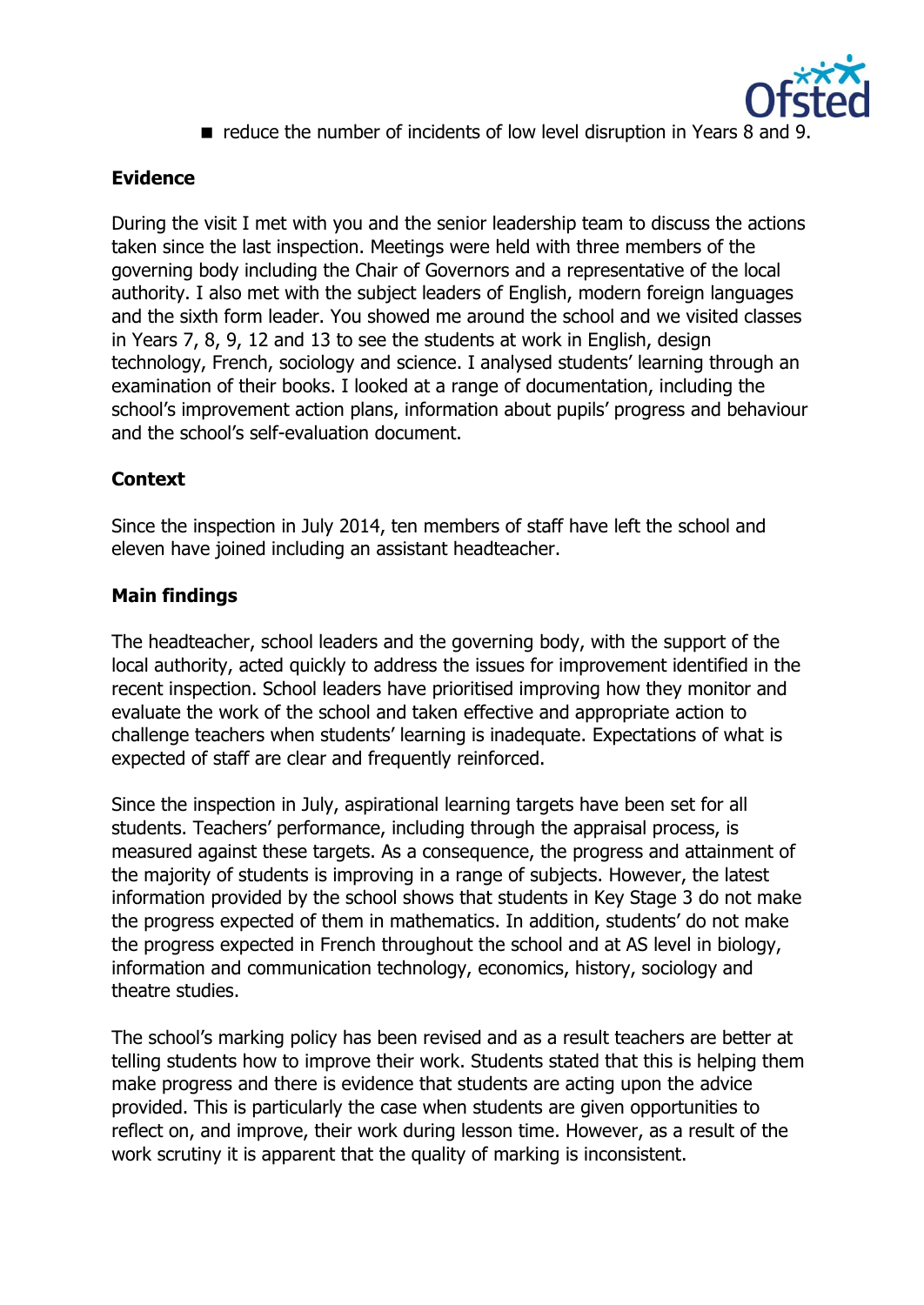- reduce the number of incidents of low level disruption in Years 8 and 9.

**Evidence**

During the visit I met with you and the senior leadership team to discuss the actions taken since the last inspection. Meetings were held with three members of the governing body including the Chair of Governors and a representative of the local authority. I also met with the subject leaders of English, modern foreign languages and the sixth form leader. You showed me around the school and we visited classes in Years 7, 8, 9, 12 and 13 to see the students at work in English, design technology, French, sociology and science. I analysed students' learning through an examination of their books. I looked at a range of documentation, including the school's improvement action plans, information about pupils' progress and behaviour and the school's self-evaluation document.

**Context**

Since the inspection in July 2014, ten members of staff have left the school and eleven have joined including an assistant headteacher.

**Main findings**

The headteacher, school leaders and the governing body, with the support of the local authority, acted quickly to address the issues for improvement identified in the recent inspection. School leaders have prioritised improving how they monitor and evaluate the work of the school and taken effective and appropriate action to challenge teachers when students' learning is inadequate. Expectations of what is expected of staff are clear and frequently reinforced.

Since the inspection in July, aspirational learning targets have been set for all students. Teachers' performance, including through the appraisal process, is measured against these targets. As a consequence, the progress and attainment of the majority of students is improving in a range of subjects. However, the latest information provided by the school shows that students in Key Stage 3 do not make the progress expected of them in mathematics. In addition, students' do not make the progress expected in French throughout the school and at AS level in biology, information and communication technology, economics, history, sociology and theatre studies.

The school's marking policy has been revised and as a result teachers are better at telling students how to improve their work. Students stated that this is helping them make progress and there is evidence that students are acting upon the advice provided. This is particularly the case when students are given opportunities to reflect on, and improve, their work during lesson time. However, as a result of the work scrutiny it is apparent that the quality of marking is inconsistent.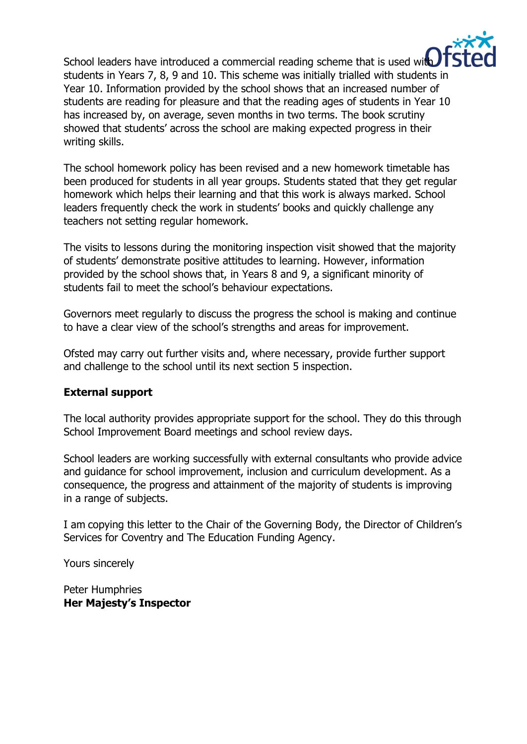School leaders have introduced a commercial reading scheme that is used with students in Years 7, 8, 9 and 10. This scheme was initially trialled with students in Year 10. Information provided by the school shows that an increased number of students are reading for pleasure and that the reading ages of students in Year 10 has increased by, on average, seven months in two terms. The book scrutiny showed that students' across the school are making expected progress in their writing skills.

The school homework policy has been revised and a new homework timetable has been produced for students in all year groups. Students stated that they get regular homework which helps their learning and that this work is always marked. School leaders frequently check the work in students' books and quickly challenge any teachers not setting regular homework.

The visits to lessons during the monitoring inspection visit showed that the majority of students' demonstrate positive attitudes to learning. However, information provided by the school shows that, in Years 8 and 9, a significant minority of students fail to meet the school's behaviour expectations.

Governors meet regularly to discuss the progress the school is making and continue to have a clear view of the school's strengths and areas for improvement.

Ofsted may carry out further visits and, where necessary, provide further support and challenge to the school until its next section 5 inspection.

**External support**

The local authority provides appropriate support for the school. They do this through School Improvement Board meetings and school review days.

School leaders are working successfully with external consultants who provide advice and guidance for school improvement, inclusion and curriculum development. As a consequence, the progress and attainment of the majority of students is improving in a range of subjects.

I am copying this letter to the Chair of the Governing Body, the Director of Children's Services for Coventry and The Education Funding Agency.

Yours sincerely

Peter Humphries
**Her Majesty's Inspector**